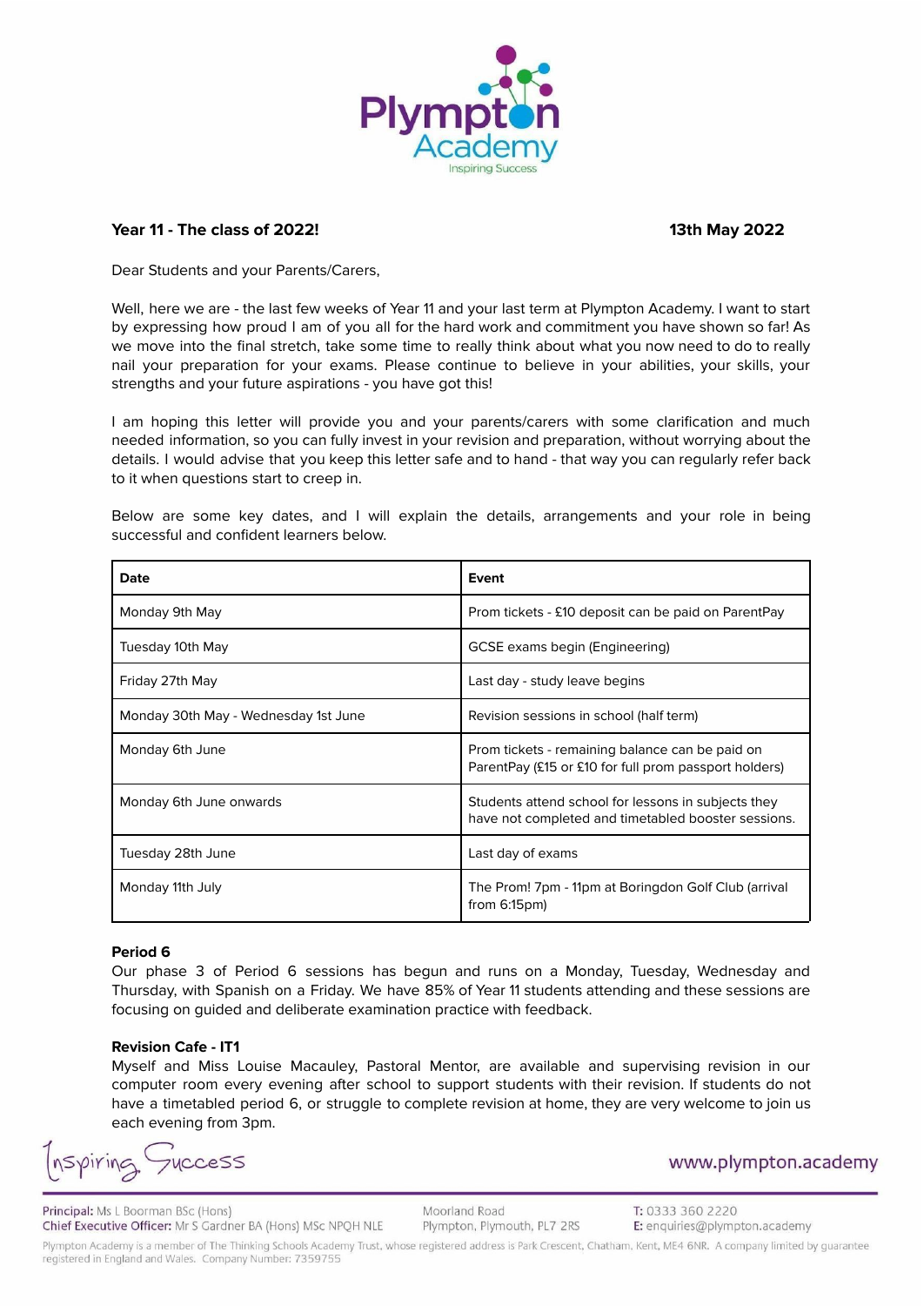**Year 11 - The class of 2022!**

**13th May 2022**

Dear Students and your Parents/Carers,

Well, here we are - the last few weeks of Year 11 and your last term at Plympton Academy. I want to start by expressing how proud I am of you all for the hard work and commitment you have shown so far! As we move into the final stretch, take some time to really think about what you now need to do to really nail your preparation for your exams. Please continue to believe in your abilities, your skills, your strengths and your future aspirations - you have got this!

I am hoping this letter will provide you and your parents/carers with some clarification and much needed information, so you can fully invest in your revision and preparation, without worrying about the details. I would advise that you keep this letter safe and to hand - that way you can regularly refer back to it when questions start to creep in.

Below are some key dates, and I will explain the details, arrangements and your role in being successful and confident learners below.

| Date | Event |
| --- | --- |
| Monday 9th May | Prom tickets - £10 deposit can be paid on ParentPay |
| Tuesday 10th May | GCSE exams begin (Engineering) |
| Friday 27th May | Last day - study leave begins |
| Monday 30th May - Wednesday 1st June | Revision sessions in school (half term) |
| Monday 6th June | Prom tickets - remaining balance can be paid on ParentPay (£15 or £10 for full prom passport holders) |
| Monday 6th June onwards | Students attend school for lessons in subjects they have not completed and timetabled booster sessions. |
| Tuesday 28th June | Last day of exams |
| Monday 11th July | The Prom! 7pm - 11pm at Boringdon Golf Club (arrival from 6:15pm) |

**Period 6**

Our phase 3 of Period 6 sessions has begun and runs on a Monday, Tuesday, Wednesday and Thursday, with Spanish on a Friday. We have 85% of Year 11 students attending and these sessions are focusing on guided and deliberate examination practice with feedback.

**Revision Cafe - IT1**

Myself and Miss Louise Macauley, Pastoral Mentor, are available and supervising revision in our computer room every evening after school to support students with their revision. If students do not have a timetabled period 6, or struggle to complete revision at home, they are very welcome to join us each evening from 3pm.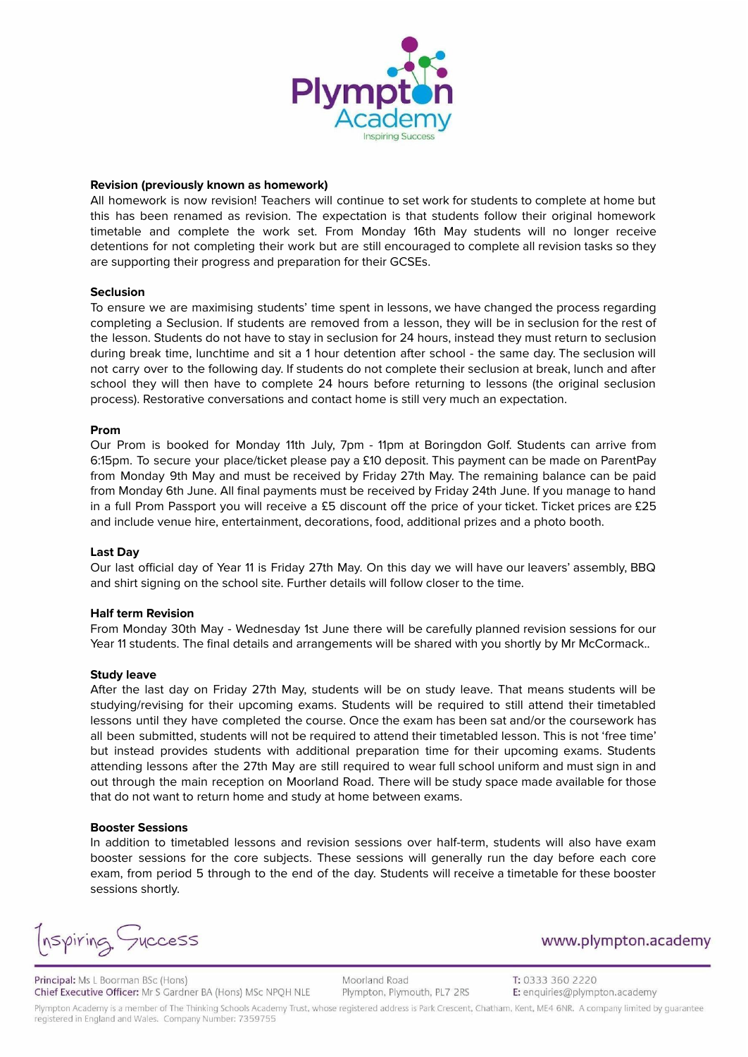**Revision (previously known as homework)**

All homework is now revision! Teachers will continue to set work for students to complete at home but this has been renamed as revision. The expectation is that students follow their original homework timetable and complete the work set. From Monday 16th May students will no longer receive detentions for not completing their work but are still encouraged to complete all revision tasks so they are supporting their progress and preparation for their GCSEs.

**Seclusion**

To ensure we are maximising students' time spent in lessons, we have changed the process regarding completing a Seclusion. If students are removed from a lesson, they will be in seclusion for the rest of the lesson. Students do not have to stay in seclusion for 24 hours, instead they must return to seclusion during break time, lunchtime and sit a 1 hour detention after school - the same day. The seclusion will not carry over to the following day. If students do not complete their seclusion at break, lunch and after school they will then have to complete 24 hours before returning to lessons (the original seclusion process). Restorative conversations and contact home is still very much an expectation.

**Prom**

Our Prom is booked for Monday 11th July, 7pm - 11pm at Boringdon Golf. Students can arrive from 6:15pm. To secure your place/ticket please pay a £10 deposit. This payment can be made on ParentPay from Monday 9th May and must be received by Friday 27th May. The remaining balance can be paid from Monday 6th June. All final payments must be received by Friday 24th June. If you manage to hand in a full Prom Passport you will receive a £5 discount off the price of your ticket. Ticket prices are £25 and include venue hire, entertainment, decorations, food, additional prizes and a photo booth.

**Last Day**

Our last official day of Year 11 is Friday 27th May. On this day we will have our leavers' assembly, BBQ and shirt signing on the school site. Further details will follow closer to the time.

**Half term Revision**

From Monday 30th May - Wednesday 1st June there will be carefully planned revision sessions for our Year 11 students. The final details and arrangements will be shared with you shortly by Mr McCormack..

**Study leave**

After the last day on Friday 27th May, students will be on study leave. That means students will be studying/revising for their upcoming exams. Students will be required to still attend their timetabled lessons until they have completed the course. Once the exam has been sat and/or the coursework has all been submitted, students will not be required to attend their timetabled lesson. This is not 'free time' but instead provides students with additional preparation time for their upcoming exams. Students attending lessons after the 27th May are still required to wear full school uniform and must sign in and out through the main reception on Moorland Road. There will be study space made available for those that do not want to return home and study at home between exams.

**Booster Sessions**

In addition to timetabled lessons and revision sessions over half-term, students will also have exam booster sessions for the core subjects. These sessions will generally run the day before each core exam, from period 5 through to the end of the day. Students will receive a timetable for these booster sessions shortly.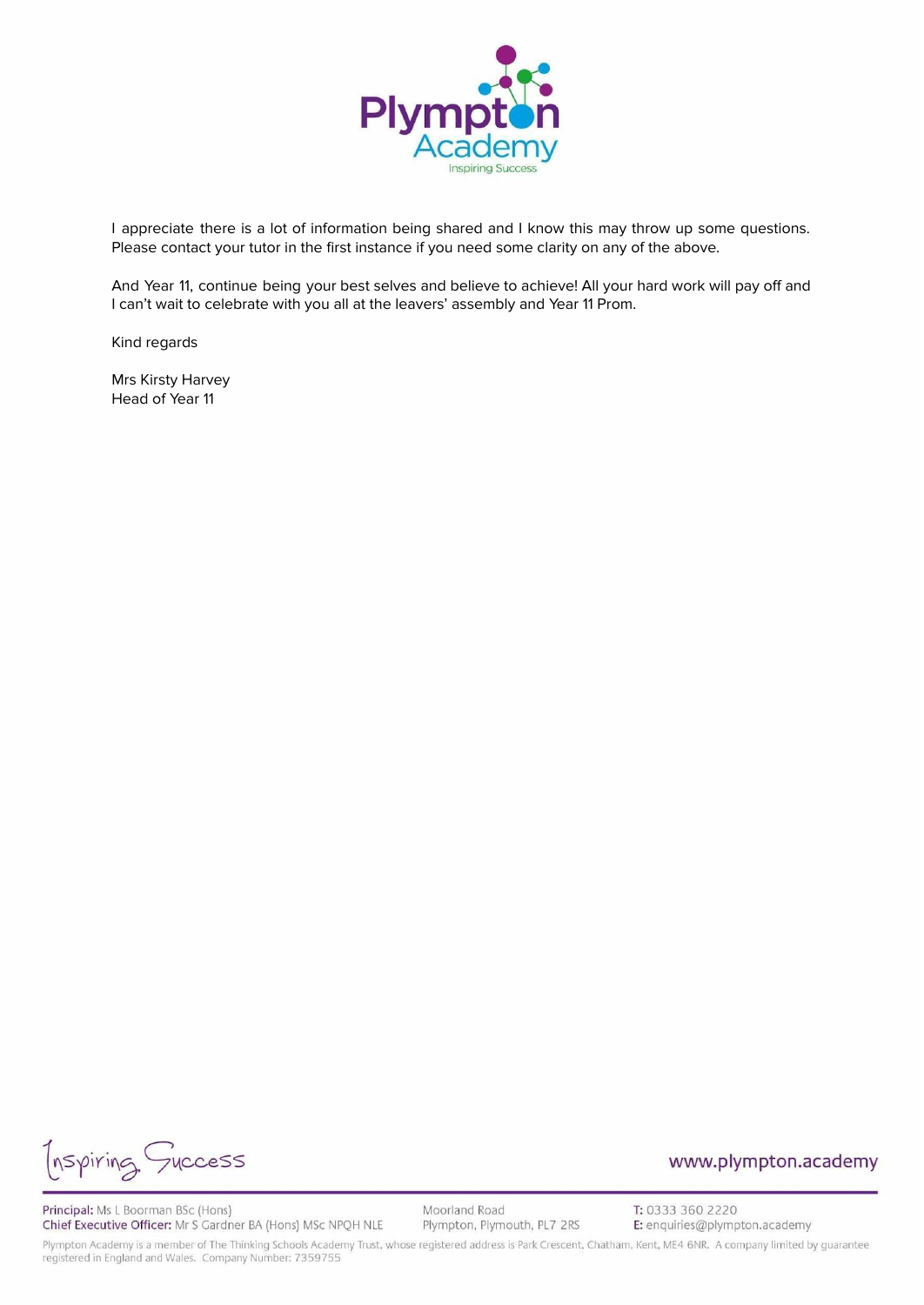I appreciate there is a lot of information being shared and I know this may throw up some questions. Please contact your tutor in the first instance if you need some clarity on any of the above.

And Year 11, continue being your best selves and believe to achieve! All your hard work will pay off and I can't wait to celebrate with you all at the leavers' assembly and Year 11 Prom.

Kind regards

Mrs Kirsty Harvey
Head of Year 11